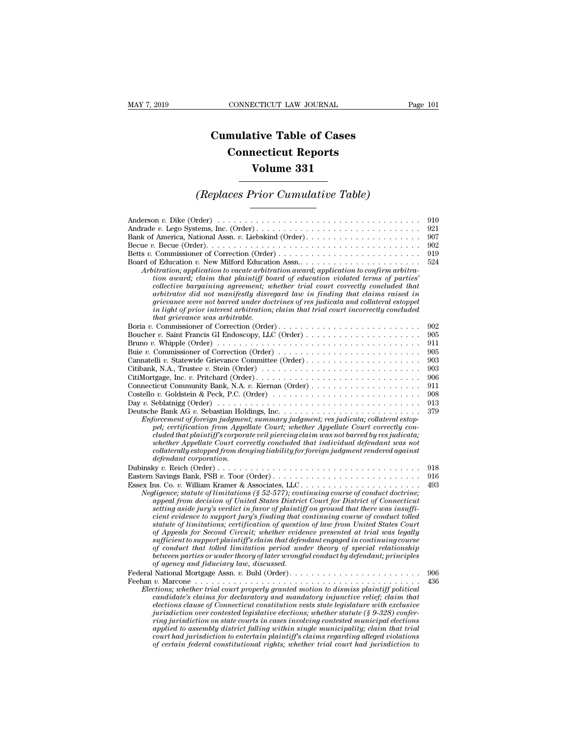# Cumulative Table of Cases
# Connecticut Reports
# Volume 331

## *(Replaces Prior Cumulative Table)*

Anderson *v.* Dike (Order) . . . . . . . . . . . . . . . . . . . . . . . . . . . . . . . . . . . . 910
Andrade *v.* Lego Systems, Inc. (Order) . . . . . . . . . . . . . . . . . . . . . . . . . . . . . 921
Bank of America, National Assn. *v.* Liebskind (Order) . . . . . . . . . . . . . . . . . . . . 907
Becue *v.* Becue (Order) . . . . . . . . . . . . . . . . . . . . . . . . . . . . . . . . . . . . . . 902
Betts *v.* Commissioner of Correction (Order) . . . . . . . . . . . . . . . . . . . . . . . . . 919
Board of Education *v.* New Milford Education Assn. . . . . . . . . . . . . . . . . . . . . . 524
*Arbitration; application to vacate arbitration award; application to confirm arbitration award; claim that plaintiff board of education violated terms of parties' collective bargaining agreement; whether trial court correctly concluded that arbitrator did not manifestly disregard law in finding that claims raised in grievance were not barred under doctrines of res judicata and collateral estoppel in light of prior interest arbitration; claim that trial court incorrectly concluded that grievance was arbitrable.*
Boria *v.* Commissioner of Correction (Order) . . . . . . . . . . . . . . . . . . . . . . . . . 902
Boucher *v.* Saint Francis GI Endoscopy, LLC (Order) . . . . . . . . . . . . . . . . . . . . 905
Bruno *v.* Whipple (Order) . . . . . . . . . . . . . . . . . . . . . . . . . . . . . . . . . . . . 911
Buie *v.* Commissioner of Correction (Order) . . . . . . . . . . . . . . . . . . . . . . . . . 905
Cannatelli *v.* Statewide Grievance Committee (Order) . . . . . . . . . . . . . . . . . . . . 903
Citibank, N.A., Trustee *v.* Stein (Order) . . . . . . . . . . . . . . . . . . . . . . . . . . . 903
CitiMortgage, Inc. *v.* Pritchard (Order) . . . . . . . . . . . . . . . . . . . . . . . . . . . . 906
Connecticut Community Bank, N.A. *v.* Kiernan (Order) . . . . . . . . . . . . . . . . . . . 911
Costello *v.* Goldstein & Peck, P.C. (Order) . . . . . . . . . . . . . . . . . . . . . . . . . . 908
Day *v.* Seblatnigg (Order) . . . . . . . . . . . . . . . . . . . . . . . . . . . . . . . . . . . . 913
Deutsche Bank AG *v.* Sebastian Holdings, Inc. . . . . . . . . . . . . . . . . . . . . . . . . 379
*Enforcement of foreign judgment; summary judgment; res judicata; collateral estoppel; certification from Appellate Court; whether Appellate Court correctly concluded that plaintiff's corporate veil piercing claim was not barred by res judicata; whether Appellate Court correctly concluded that individual defendant was not collaterally estopped from denying liability for foreign judgment rendered against defendant corporation.*
Dubinsky *v.* Reich (Order) . . . . . . . . . . . . . . . . . . . . . . . . . . . . . . . . . . . . 918
Eastern Savings Bank, FSB *v.* Toor (Order) . . . . . . . . . . . . . . . . . . . . . . . . . . 916
Essex Ins. Co. *v.* William Kramer & Associates, LLC . . . . . . . . . . . . . . . . . . . . . 493
*Negligence; statute of limitations (§ 52-577); continuing course of conduct doctrine; appeal from decision of United States District Court for District of Connecticut setting aside jury's verdict in favor of plaintiff on ground that there was insufficient evidence to support jury's finding that continuing course of conduct tolled statute of limitations; certification of question of law from United States Court of Appeals for Second Circuit; whether evidence presented at trial was legally sufficient to support plaintiff's claim that defendant engaged in continuing course of conduct that tolled limitation period under theory of special relationship between parties or under theory of later wrongful conduct by defendant; principles of agency and fiduciary law, discussed.*
Federal National Mortgage Assn. *v.* Buhl (Order) . . . . . . . . . . . . . . . . . . . . . . 906
Feehan *v.* Marcone . . . . . . . . . . . . . . . . . . . . . . . . . . . . . . . . . . . . . . . . 436
*Elections; whether trial court properly granted motion to dismiss plaintiff political candidate's claims for declaratory and mandatory injunctive relief; claim that elections clause of Connecticut constitution vests state legislature with exclusive jurisdiction over contested legislative elections; whether statute (§ 9-328) conferring jurisdiction on state courts in cases involving contested municipal elections applied to assembly district falling within single municipality; claim that trial court had jurisdiction to entertain plaintiff's claims regarding alleged violations of certain federal constitutional rights; whether trial court had jurisdiction to*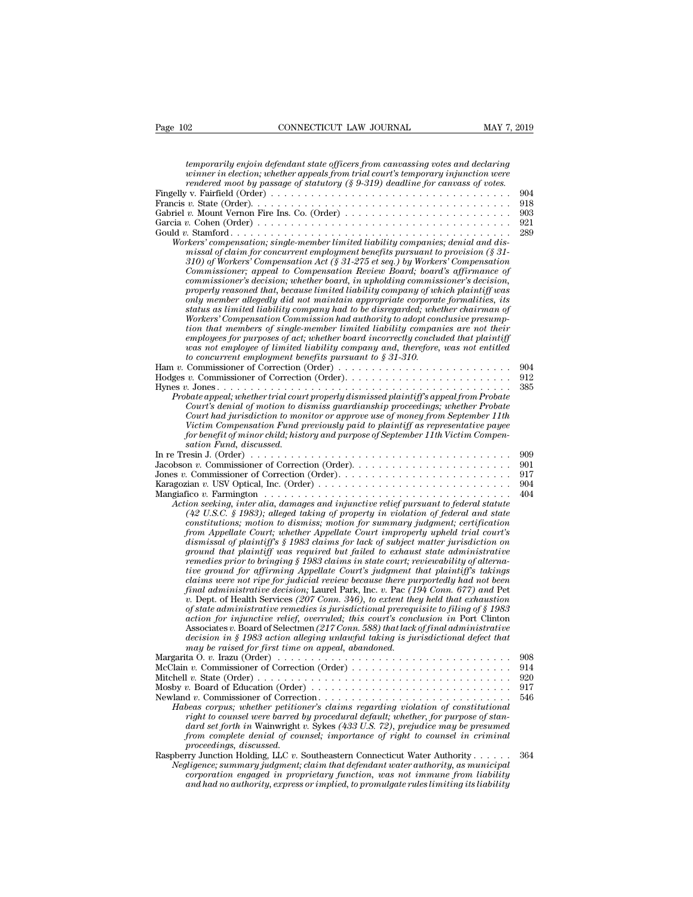*temporarily enjoin defendant state officers from canvassing votes and declaring winner in election; whether appeals from trial court's temporary injunction were rendered moot by passage of statutory (§ 9-319) deadline for canvass of votes.*

Fingelly v. Fairfield (Order) . . . . . . . . . . . . . . . . . . . . . . . . . . . . . . . . . . . . 904
Francis *v.* State (Order). . . . . . . . . . . . . . . . . . . . . . . . . . . . . . . . . . . . . . 918
Gabriel *v.* Mount Vernon Fire Ins. Co. (Order) . . . . . . . . . . . . . . . . . . . . . . . . 903
Garcia *v.* Cohen (Order) . . . . . . . . . . . . . . . . . . . . . . . . . . . . . . . . . . . . . 921
Gould *v.* Stamford . . . . . . . . . . . . . . . . . . . . . . . . . . . . . . . . . . . . . . . . 289

*Workers' compensation; single-member limited liability companies; denial and dismissal of claim for concurrent employment benefits pursuant to provision (§ 31-310) of Workers' Compensation Act (§ 31-275 et seq.) by Workers' Compensation Commissioner; appeal to Compensation Review Board; board's affirmance of commissioner's decision; whether board, in upholding commissioner's decision, properly reasoned that, because limited liability company of which plaintiff was only member allegedly did not maintain appropriate corporate formalities, its status as limited liability company had to be disregarded; whether chairman of Workers' Compensation Commission had authority to adopt conclusive presumption that members of single-member limited liability companies are not their employees for purposes of act; whether board incorrectly concluded that plaintiff was not employee of limited liability company and, therefore, was not entitled to concurrent employment benefits pursuant to § 31-310.*

Ham *v.* Commissioner of Correction (Order) . . . . . . . . . . . . . . . . . . . . . . . . . 904
Hodges *v.* Commissioner of Correction (Order). . . . . . . . . . . . . . . . . . . . . . . . 912
Hynes *v.* Jones . . . . . . . . . . . . . . . . . . . . . . . . . . . . . . . . . . . . . . . . . . 385

*Probate appeal; whether trial court properly dismissed plaintiff's appeal from Probate Court's denial of motion to dismiss guardianship proceedings; whether Probate Court had jurisdiction to monitor or approve use of money from September 11th Victim Compensation Fund previously paid to plaintiff as representative payee for benefit of minor child; history and purpose of September 11th Victim Compensation Fund, discussed.*

In re Tresin J. (Order) . . . . . . . . . . . . . . . . . . . . . . . . . . . . . . . . . . . . . 909
Jacobson *v.* Commissioner of Correction (Order). . . . . . . . . . . . . . . . . . . . . . . 901
Jones *v.* Commissioner of Correction (Order). . . . . . . . . . . . . . . . . . . . . . . . . 917
Karagozian *v.* USV Optical, Inc. (Order) . . . . . . . . . . . . . . . . . . . . . . . . . . . 904
Mangiafico *v.* Farmington . . . . . . . . . . . . . . . . . . . . . . . . . . . . . . . . . . . . 404

*Action seeking, inter alia, damages and injunctive relief pursuant to federal statute (42 U.S.C. § 1983); alleged taking of property in violation of federal and state constitutions; motion to dismiss; motion for summary judgment; certification from Appellate Court; whether Appellate Court improperly upheld trial court's dismissal of plaintiff's § 1983 claims for lack of subject matter jurisdiction on ground that plaintiff was required but failed to exhaust state administrative remedies prior to bringing § 1983 claims in state court; reviewability of alternative ground for affirming Appellate Court's judgment that plaintiff's takings claims were not ripe for judicial review because there purportedly had not been final administrative decision;* Laurel Park, Inc. *v.* Pac *(194 Conn. 677) and* Pet *v.* Dept. of Health Services *(207 Conn. 346), to extent they held that exhaustion of state administrative remedies is jurisdictional prerequisite to filing of § 1983 action for injunctive relief, overruled; this court's conclusion in* Port Clinton Associates *v.* Board of Selectmen *(217 Conn. 588) that lack of final administrative decision in § 1983 action alleging unlawful taking is jurisdictional defect that may be raised for first time on appeal, abandoned.*

Margarita O. *v.* Irazu (Order) . . . . . . . . . . . . . . . . . . . . . . . . . . . . . . . . . 908
McClain *v.* Commissioner of Correction (Order) . . . . . . . . . . . . . . . . . . . . . . . 914
Mitchell *v.* State (Order) . . . . . . . . . . . . . . . . . . . . . . . . . . . . . . . . . . . . 920
Mosby *v.* Board of Education (Order) . . . . . . . . . . . . . . . . . . . . . . . . . . . . . 917
Newland *v.* Commissioner of Correction. . . . . . . . . . . . . . . . . . . . . . . . . . . . 546

*Habeas corpus; whether petitioner's claims regarding violation of constitutional right to counsel were barred by procedural default; whether, for purpose of standard set forth in* Wainwright *v.* Sykes *(433 U.S. 72), prejudice may be presumed from complete denial of counsel; importance of right to counsel in criminal proceedings, discussed.*

Raspberry Junction Holding, LLC *v.* Southeastern Connecticut Water Authority . . . . . . 364

*Negligence; summary judgment; claim that defendant water authority, as municipal corporation engaged in proprietary function, was not immune from liability and had no authority, express or implied, to promulgate rules limiting its liability*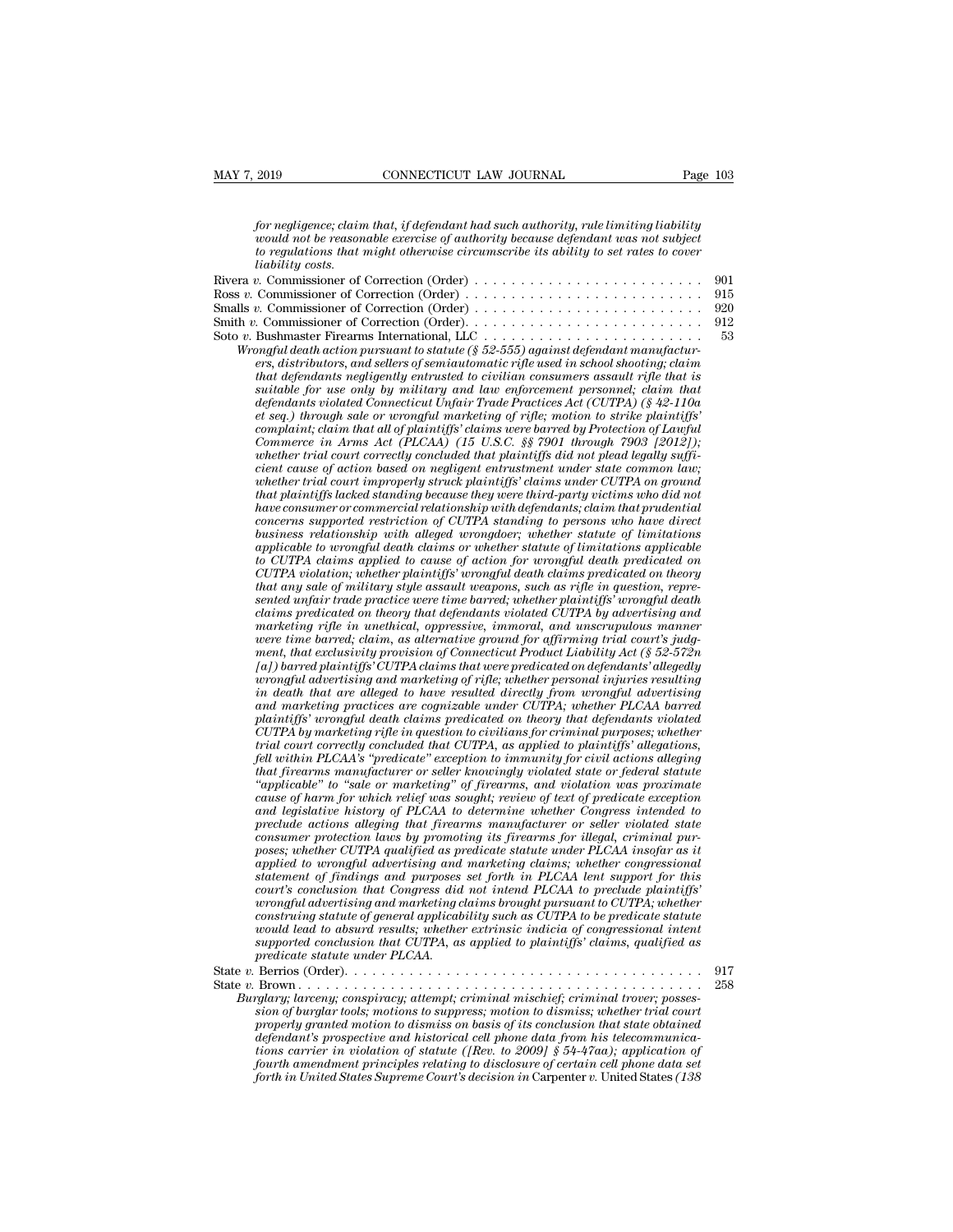*for negligence; claim that, if defendant had such authority, rule limiting liability would not be reasonable exercise of authority because defendant was not subject to regulations that might otherwise circumscribe its ability to set rates to cover liability costs.*

Rivera *v.* Commissioner of Correction (Order) . . . . . . . . . . . . . . . . . . . . . . . . 901

Ross *v.* Commissioner of Correction (Order) . . . . . . . . . . . . . . . . . . . . . . . . . 915

Smalls *v.* Commissioner of Correction (Order) . . . . . . . . . . . . . . . . . . . . . . . . 920

Smith *v.* Commissioner of Correction (Order). . . . . . . . . . . . . . . . . . . . . . . . . 912

Soto *v.* Bushmaster Firearms International, LLC . . . . . . . . . . . . . . . . . . . . . . . 53

*Wrongful death action pursuant to statute (§ 52-555) against defendant manufacturers, distributors, and sellers of semiautomatic rifle used in school shooting; claim that defendants negligently entrusted to civilian consumers assault rifle that is suitable for use only by military and law enforcement personnel; claim that defendants violated Connecticut Unfair Trade Practices Act (CUTPA) (§ 42-110a et seq.) through sale or wrongful marketing of rifle; motion to strike plaintiffs' complaint; claim that all of plaintiffs' claims were barred by Protection of Lawful Commerce in Arms Act (PLCAA) (15 U.S.C. §§ 7901 through 7903 [2012]); whether trial court correctly concluded that plaintiffs did not plead legally sufficient cause of action based on negligent entrustment under state common law; whether trial court improperly struck plaintiffs' claims under CUTPA on ground that plaintiffs lacked standing because they were third-party victims who did not have consumer or commercial relationship with defendants; claim that prudential concerns supported restriction of CUTPA standing to persons who have direct business relationship with alleged wrongdoer; whether statute of limitations applicable to wrongful death claims or whether statute of limitations applicable to CUTPA claims applied to cause of action for wrongful death predicated on CUTPA violation; whether plaintiffs' wrongful death claims predicated on theory that any sale of military style assault weapons, such as rifle in question, represented unfair trade practice were time barred; whether plaintiffs' wrongful death claims predicated on theory that defendants violated CUTPA by advertising and marketing rifle in unethical, oppressive, immoral, and unscrupulous manner were time barred; claim, as alternative ground for affirming trial court's judgment, that exclusivity provision of Connecticut Product Liability Act (§ 52-572n [a]) barred plaintiffs' CUTPA claims that were predicated on defendants' allegedly wrongful advertising and marketing of rifle; whether personal injuries resulting in death that are alleged to have resulted directly from wrongful advertising and marketing practices are cognizable under CUTPA; whether PLCAA barred plaintiffs' wrongful death claims predicated on theory that defendants violated CUTPA by marketing rifle in question to civilians for criminal purposes; whether trial court correctly concluded that CUTPA, as applied to plaintiffs' allegations, fell within PLCAA's "predicate" exception to immunity for civil actions alleging that firearms manufacturer or seller knowingly violated state or federal statute "applicable" to "sale or marketing" of firearms, and violation was proximate cause of harm for which relief was sought; review of text of predicate exception and legislative history of PLCAA to determine whether Congress intended to preclude actions alleging that firearms manufacturer or seller violated state consumer protection laws by promoting its firearms for illegal, criminal purposes; whether CUTPA qualified as predicate statute under PLCAA insofar as it applied to wrongful advertising and marketing claims; whether congressional statement of findings and purposes set forth in PLCAA lent support for this court's conclusion that Congress did not intend PLCAA to preclude plaintiffs' wrongful advertising and marketing claims brought pursuant to CUTPA; whether construing statute of general applicability such as CUTPA to be predicate statute would lead to absurd results; whether extrinsic indicia of congressional intent supported conclusion that CUTPA, as applied to plaintiffs' claims, qualified as predicate statute under PLCAA.*

State *v.* Berrios (Order). . . . . . . . . . . . . . . . . . . . . . . . . . . . . . . . . . . . . . . 917

State *v.* Brown . . . . . . . . . . . . . . . . . . . . . . . . . . . . . . . . . . . . . . . . . . . . 258

*Burglary; larceny; conspiracy; attempt; criminal mischief; criminal trover; possession of burglar tools; motions to suppress; motion to dismiss; whether trial court properly granted motion to dismiss on basis of its conclusion that state obtained defendant's prospective and historical cell phone data from his telecommunications carrier in violation of statute ([Rev. to 2009] § 54-47aa); application of fourth amendment principles relating to disclosure of certain cell phone data set forth in United States Supreme Court's decision in* Carpenter *v.* United States *(138*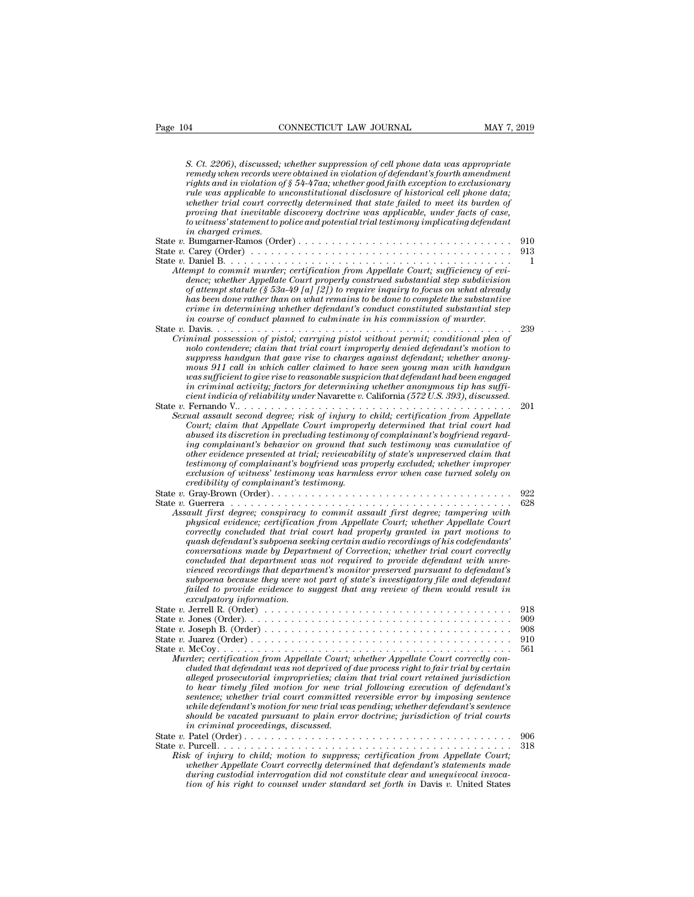*S. Ct. 2206), discussed; whether suppression of cell phone data was appropriate remedy when records were obtained in violation of defendant's fourth amendment rights and in violation of § 54-47aa; whether good faith exception to exclusionary rule was applicable to unconstitutional disclosure of historical cell phone data; whether trial court correctly determined that state failed to meet its burden of proving that inevitable discovery doctrine was applicable, under facts of case, to witness' statement to police and potential trial testimony implicating defendant in charged crimes.*

State *v.* Bumgarner-Ramos (Order) . . . . . . . . . . . . . . . . . . . . . . . . . . . . . . . 910

State *v.* Carey (Order) . . . . . . . . . . . . . . . . . . . . . . . . . . . . . . . . . . . . . . 913

State *v.* Daniel B. . . . . . . . . . . . . . . . . . . . . . . . . . . . . . . . . . . . . . . . . 1

*Attempt to commit murder; certification from Appellate Court; sufficiency of evidence; whether Appellate Court properly construed substantial step subdivision of attempt statute (§ 53a-49 [a] [2]) to require inquiry to focus on what already has been done rather than on what remains to be done to complete the substantive crime in determining whether defendant's conduct constituted substantial step in course of conduct planned to culminate in his commission of murder.*

State *v.* Davis. . . . . . . . . . . . . . . . . . . . . . . . . . . . . . . . . . . . . . . . . . 239

*Criminal possession of pistol; carrying pistol without permit; conditional plea of nolo contendere; claim that trial court improperly denied defendant's motion to suppress handgun that gave rise to charges against defendant; whether anonymous 911 call in which caller claimed to have seen young man with handgun was sufficient to give rise to reasonable suspicion that defendant had been engaged in criminal activity; factors for determining whether anonymous tip has sufficient indicia of reliability under* Navarette v. California *(572 U.S. 393), discussed.*

State *v.* Fernando V.. . . . . . . . . . . . . . . . . . . . . . . . . . . . . . . . . . . . . . . 201

*Sexual assault second degree; risk of injury to child; certification from Appellate Court; claim that Appellate Court improperly determined that trial court had abused its discretion in precluding testimony of complainant's boyfriend regarding complainant's behavior on ground that such testimony was cumulative of other evidence presented at trial; reviewability of state's unpreserved claim that testimony of complainant's boyfriend was properly excluded; whether improper exclusion of witness' testimony was harmless error when case turned solely on credibility of complainant's testimony.*

State *v.* Gray-Brown (Order). . . . . . . . . . . . . . . . . . . . . . . . . . . . . . . . . . . 922

State *v.* Guerrera . . . . . . . . . . . . . . . . . . . . . . . . . . . . . . . . . . . . . . . . . 628

*Assault first degree; conspiracy to commit assault first degree; tampering with physical evidence; certification from Appellate Court; whether Appellate Court correctly concluded that trial court had properly granted in part motions to quash defendant's subpoena seeking certain audio recordings of his codefendants' conversations made by Department of Correction; whether trial court correctly concluded that department was not required to provide defendant with unreviewed recordings that department's monitor preserved pursuant to defendant's subpoena because they were not part of state's investigatory file and defendant failed to provide evidence to suggest that any review of them would result in exculpatory information.*

State *v.* Jerrell R. (Order) . . . . . . . . . . . . . . . . . . . . . . . . . . . . . . . . . . . 918

State *v.* Jones (Order). . . . . . . . . . . . . . . . . . . . . . . . . . . . . . . . . . . . . . . 909

State *v.* Joseph B. (Order) . . . . . . . . . . . . . . . . . . . . . . . . . . . . . . . . . . . . 908

State *v.* Juarez (Order) . . . . . . . . . . . . . . . . . . . . . . . . . . . . . . . . . . . . . . 910

State *v.* McCoy. . . . . . . . . . . . . . . . . . . . . . . . . . . . . . . . . . . . . . . . . . . 561

*Murder; certification from Appellate Court; whether Appellate Court correctly concluded that defendant was not deprived of due process right to fair trial by certain alleged prosecutorial improprieties; claim that trial court retained jurisdiction to hear timely filed motion for new trial following execution of defendant's sentence; whether trial court committed reversible error by imposing sentence while defendant's motion for new trial was pending; whether defendant's sentence should be vacated pursuant to plain error doctrine; jurisdiction of trial courts in criminal proceedings, discussed.*

State *v.* Patel (Order) . . . . . . . . . . . . . . . . . . . . . . . . . . . . . . . . . . . . . . 906

State *v.* Purcell. . . . . . . . . . . . . . . . . . . . . . . . . . . . . . . . . . . . . . . . . . 318

*Risk of injury to child; motion to suppress; certification from Appellate Court; whether Appellate Court correctly determined that defendant's statements made during custodial interrogation did not constitute clear and unequivocal invocation of his right to counsel under standard set forth in* Davis v. United States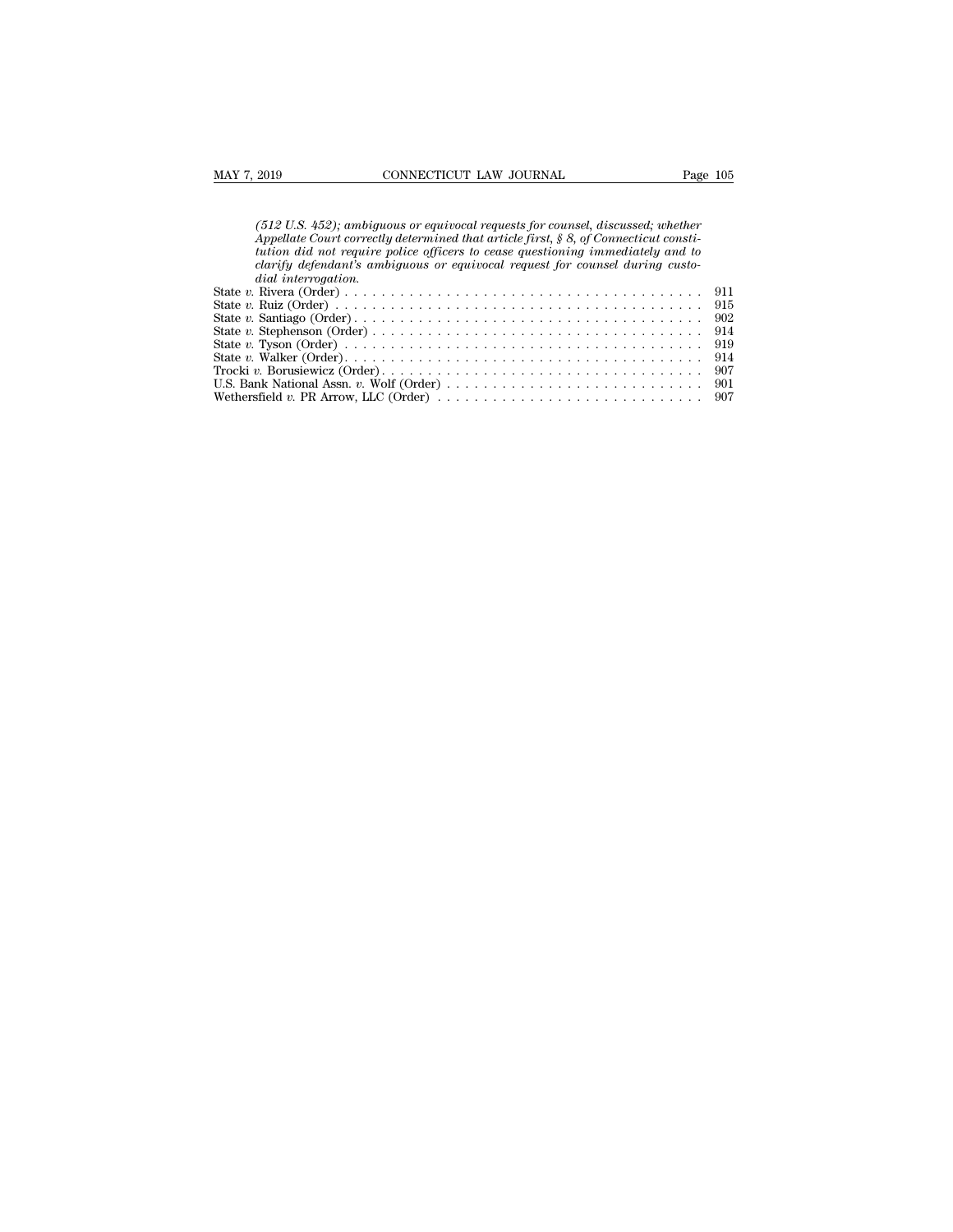*(512 U.S. 452); ambiguous or equivocal requests for counsel, discussed; whether Appellate Court correctly determined that article first, § 8, of Connecticut constitution did not require police officers to cease questioning immediately and to clarify defendant's ambiguous or equivocal request for counsel during custodial interrogation.*

State *v.* Rivera (Order) . . . . . . . . . . . . . . . . . . . . . . . . . . . . . . . . . . . . . . 911
State *v.* Ruiz (Order) . . . . . . . . . . . . . . . . . . . . . . . . . . . . . . . . . . . . . . . 915
State *v.* Santiago (Order) . . . . . . . . . . . . . . . . . . . . . . . . . . . . . . . . . . . . . 902
State *v.* Stephenson (Order) . . . . . . . . . . . . . . . . . . . . . . . . . . . . . . . . . . . 914
State *v.* Tyson (Order) . . . . . . . . . . . . . . . . . . . . . . . . . . . . . . . . . . . . . . 919
State *v.* Walker (Order) . . . . . . . . . . . . . . . . . . . . . . . . . . . . . . . . . . . . . . 914
Trocki *v.* Borusiewicz (Order) . . . . . . . . . . . . . . . . . . . . . . . . . . . . . . . . . . 907
U.S. Bank National Assn. *v.* Wolf (Order) . . . . . . . . . . . . . . . . . . . . . . . . . . . 901
Wethersfield *v.* PR Arrow, LLC (Order) . . . . . . . . . . . . . . . . . . . . . . . . . . . . 907